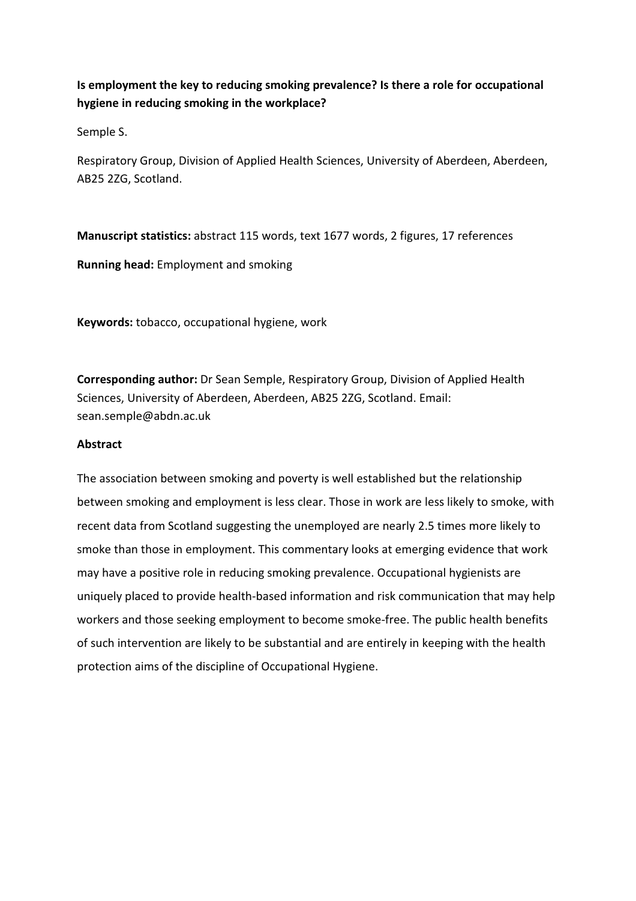**Is employment the key to reducing smoking prevalence? Is there a role for occupational hygiene in reducing smoking in the workplace?**

Semple S.

Respiratory Group, Division of Applied Health Sciences, University of Aberdeen, Aberdeen, AB25 2ZG, Scotland.

**Manuscript statistics:** abstract 115 words, text 1677 words, 2 figures, 17 references

**Running head:** Employment and smoking

**Keywords:** tobacco, occupational hygiene, work

**Corresponding author:** Dr Sean Semple, Respiratory Group, Division of Applied Health Sciences, University of Aberdeen, Aberdeen, AB25 2ZG, Scotland. Email: sean.semple@abdn.ac.uk

**Abstract**

The association between smoking and poverty is well established but the relationship between smoking and employment is less clear. Those in work are less likely to smoke, with recent data from Scotland suggesting the unemployed are nearly 2.5 times more likely to smoke than those in employment. This commentary looks at emerging evidence that work may have a positive role in reducing smoking prevalence. Occupational hygienists are uniquely placed to provide health-based information and risk communication that may help workers and those seeking employment to become smoke-free. The public health benefits of such intervention are likely to be substantial and are entirely in keeping with the health protection aims of the discipline of Occupational Hygiene.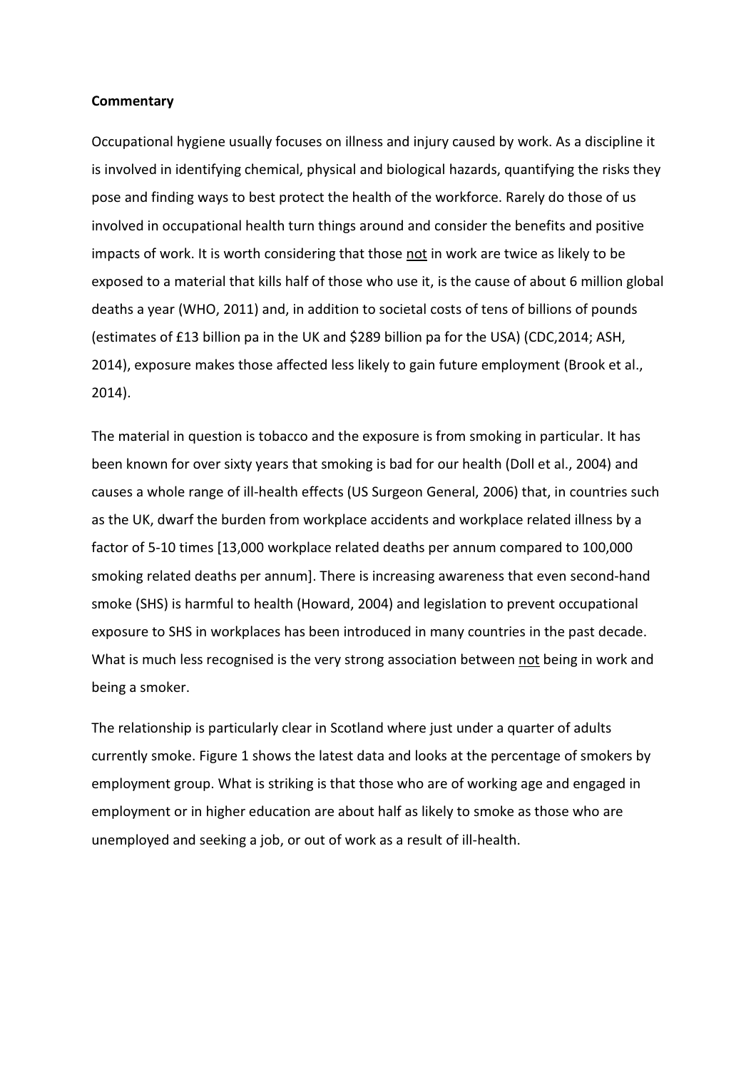**Commentary**

Occupational hygiene usually focuses on illness and injury caused by work. As a discipline it is involved in identifying chemical, physical and biological hazards, quantifying the risks they pose and finding ways to best protect the health of the workforce. Rarely do those of us involved in occupational health turn things around and consider the benefits and positive impacts of work. It is worth considering that those <u>not</u> in work are twice as likely to be exposed to a material that kills half of those who use it, is the cause of about 6 million global deaths a year (WHO, 2011) and, in addition to societal costs of tens of billions of pounds (estimates of £13 billion pa in the UK and $289 billion pa for the USA) (CDC,2014; ASH, 2014), exposure makes those affected less likely to gain future employment (Brook et al., 2014).

The material in question is tobacco and the exposure is from smoking in particular. It has been known for over sixty years that smoking is bad for our health (Doll et al., 2004) and causes a whole range of ill-health effects (US Surgeon General, 2006) that, in countries such as the UK, dwarf the burden from workplace accidents and workplace related illness by a factor of 5-10 times [13,000 workplace related deaths per annum compared to 100,000 smoking related deaths per annum]. There is increasing awareness that even second-hand smoke (SHS) is harmful to health (Howard, 2004) and legislation to prevent occupational exposure to SHS in workplaces has been introduced in many countries in the past decade. What is much less recognised is the very strong association between <u>not</u> being in work and being a smoker.

The relationship is particularly clear in Scotland where just under a quarter of adults currently smoke. Figure 1 shows the latest data and looks at the percentage of smokers by employment group. What is striking is that those who are of working age and engaged in employment or in higher education are about half as likely to smoke as those who are unemployed and seeking a job, or out of work as a result of ill-health.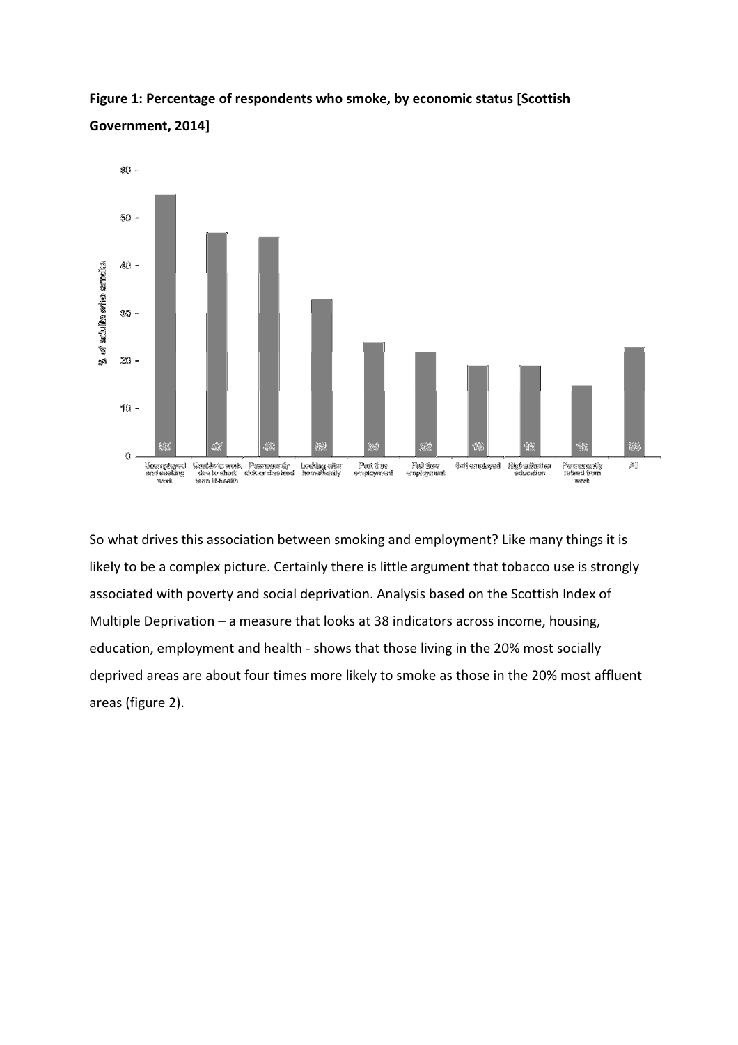**Figure 1: Percentage of respondents who smoke, by economic status [Scottish Government, 2014]**

| Economic status | % of adults who smoke |
|---|---|
| Unemployed and seeking work | 55 |
| Unable to work due to short term ill-health | 47 |
| Permanently sick or disabled | 46 |
| Looking after home/family | 33 |
| Part time employment | 24 |
| Full time employment | 22 |
| Self employed | 19 |
| Higher/further education | 19 |
| Permanently retired from work | 15 |
| All | 23 |

So what drives this association between smoking and employment? Like many things it is likely to be a complex picture. Certainly there is little argument that tobacco use is strongly associated with poverty and social deprivation. Analysis based on the Scottish Index of Multiple Deprivation – a measure that looks at 38 indicators across income, housing, education, employment and health - shows that those living in the 20% most socially deprived areas are about four times more likely to smoke as those in the 20% most affluent areas (figure 2).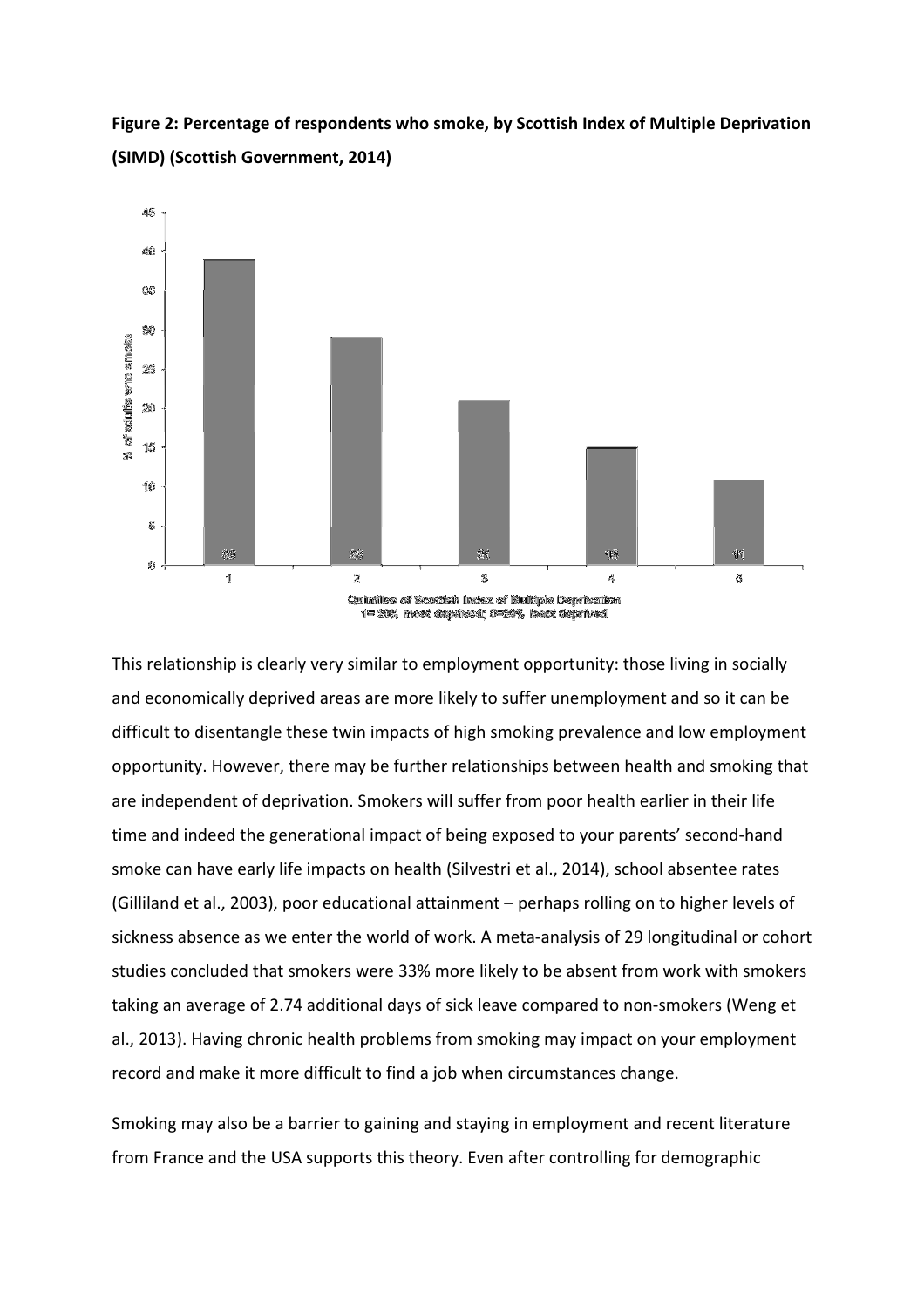**Figure 2: Percentage of respondents who smoke, by Scottish Index of Multiple Deprivation (SIMD) (Scottish Government, 2014)**

This relationship is clearly very similar to employment opportunity: those living in socially and economically deprived areas are more likely to suffer unemployment and so it can be difficult to disentangle these twin impacts of high smoking prevalence and low employment opportunity. However, there may be further relationships between health and smoking that are independent of deprivation. Smokers will suffer from poor health earlier in their life time and indeed the generational impact of being exposed to your parents' second-hand smoke can have early life impacts on health (Silvestri et al., 2014), school absentee rates (Gilliland et al., 2003), poor educational attainment – perhaps rolling on to higher levels of sickness absence as we enter the world of work. A meta-analysis of 29 longitudinal or cohort studies concluded that smokers were 33% more likely to be absent from work with smokers taking an average of 2.74 additional days of sick leave compared to non-smokers (Weng et al., 2013). Having chronic health problems from smoking may impact on your employment record and make it more difficult to find a job when circumstances change.

Smoking may also be a barrier to gaining and staying in employment and recent literature from France and the USA supports this theory. Even after controlling for demographic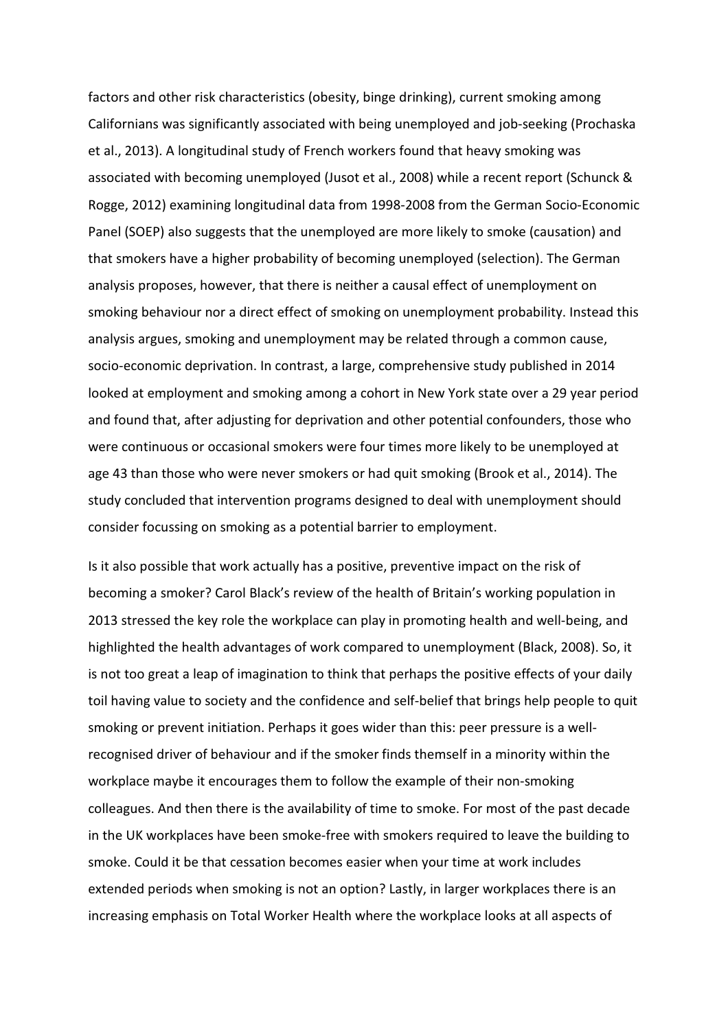factors and other risk characteristics (obesity, binge drinking), current smoking among Californians was significantly associated with being unemployed and job-seeking (Prochaska et al., 2013). A longitudinal study of French workers found that heavy smoking was associated with becoming unemployed (Jusot et al., 2008) while a recent report (Schunck & Rogge, 2012) examining longitudinal data from 1998-2008 from the German Socio-Economic Panel (SOEP) also suggests that the unemployed are more likely to smoke (causation) and that smokers have a higher probability of becoming unemployed (selection). The German analysis proposes, however, that there is neither a causal effect of unemployment on smoking behaviour nor a direct effect of smoking on unemployment probability. Instead this analysis argues, smoking and unemployment may be related through a common cause, socio-economic deprivation. In contrast, a large, comprehensive study published in 2014 looked at employment and smoking among a cohort in New York state over a 29 year period and found that, after adjusting for deprivation and other potential confounders, those who were continuous or occasional smokers were four times more likely to be unemployed at age 43 than those who were never smokers or had quit smoking (Brook et al., 2014). The study concluded that intervention programs designed to deal with unemployment should consider focussing on smoking as a potential barrier to employment.

Is it also possible that work actually has a positive, preventive impact on the risk of becoming a smoker? Carol Black's review of the health of Britain's working population in 2013 stressed the key role the workplace can play in promoting health and well-being, and highlighted the health advantages of work compared to unemployment (Black, 2008). So, it is not too great a leap of imagination to think that perhaps the positive effects of your daily toil having value to society and the confidence and self-belief that brings help people to quit smoking or prevent initiation. Perhaps it goes wider than this: peer pressure is a well-recognised driver of behaviour and if the smoker finds themself in a minority within the workplace maybe it encourages them to follow the example of their non-smoking colleagues. And then there is the availability of time to smoke. For most of the past decade in the UK workplaces have been smoke-free with smokers required to leave the building to smoke. Could it be that cessation becomes easier when your time at work includes extended periods when smoking is not an option? Lastly, in larger workplaces there is an increasing emphasis on Total Worker Health where the workplace looks at all aspects of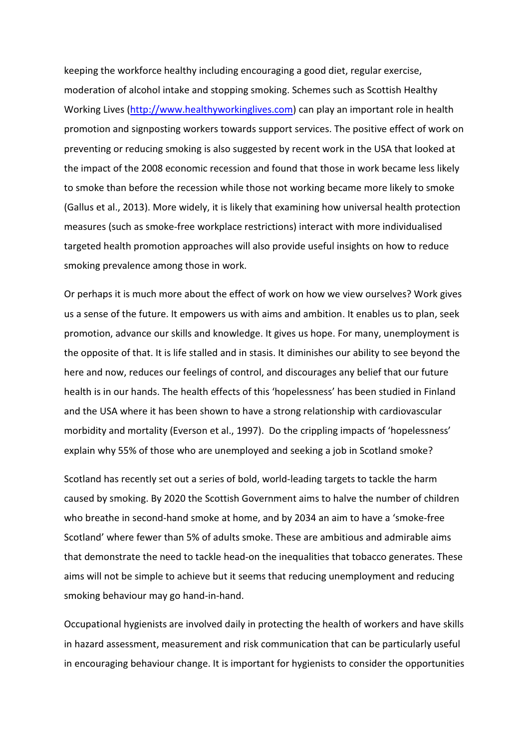keeping the workforce healthy including encouraging a good diet, regular exercise, moderation of alcohol intake and stopping smoking. Schemes such as Scottish Healthy Working Lives (http://www.healthyworkinglives.com) can play an important role in health promotion and signposting workers towards support services. The positive effect of work on preventing or reducing smoking is also suggested by recent work in the USA that looked at the impact of the 2008 economic recession and found that those in work became less likely to smoke than before the recession while those not working became more likely to smoke (Gallus et al., 2013). More widely, it is likely that examining how universal health protection measures (such as smoke-free workplace restrictions) interact with more individualised targeted health promotion approaches will also provide useful insights on how to reduce smoking prevalence among those in work.

Or perhaps it is much more about the effect of work on how we view ourselves? Work gives us a sense of the future. It empowers us with aims and ambition. It enables us to plan, seek promotion, advance our skills and knowledge. It gives us hope. For many, unemployment is the opposite of that. It is life stalled and in stasis. It diminishes our ability to see beyond the here and now, reduces our feelings of control, and discourages any belief that our future health is in our hands. The health effects of this 'hopelessness' has been studied in Finland and the USA where it has been shown to have a strong relationship with cardiovascular morbidity and mortality (Everson et al., 1997). Do the crippling impacts of 'hopelessness' explain why 55% of those who are unemployed and seeking a job in Scotland smoke?

Scotland has recently set out a series of bold, world-leading targets to tackle the harm caused by smoking. By 2020 the Scottish Government aims to halve the number of children who breathe in second-hand smoke at home, and by 2034 an aim to have a 'smoke-free Scotland' where fewer than 5% of adults smoke. These are ambitious and admirable aims that demonstrate the need to tackle head-on the inequalities that tobacco generates. These aims will not be simple to achieve but it seems that reducing unemployment and reducing smoking behaviour may go hand-in-hand.

Occupational hygienists are involved daily in protecting the health of workers and have skills in hazard assessment, measurement and risk communication that can be particularly useful in encouraging behaviour change. It is important for hygienists to consider the opportunities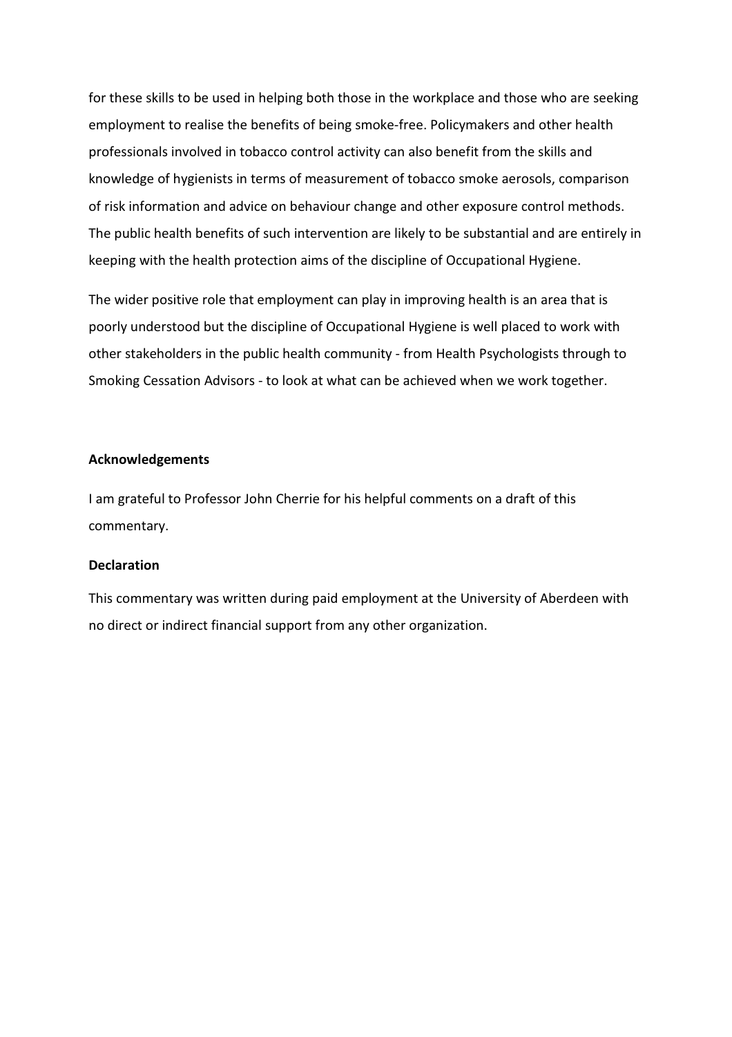for these skills to be used in helping both those in the workplace and those who are seeking employment to realise the benefits of being smoke-free. Policymakers and other health professionals involved in tobacco control activity can also benefit from the skills and knowledge of hygienists in terms of measurement of tobacco smoke aerosols, comparison of risk information and advice on behaviour change and other exposure control methods. The public health benefits of such intervention are likely to be substantial and are entirely in keeping with the health protection aims of the discipline of Occupational Hygiene.

The wider positive role that employment can play in improving health is an area that is poorly understood but the discipline of Occupational Hygiene is well placed to work with other stakeholders in the public health community - from Health Psychologists through to Smoking Cessation Advisors - to look at what can be achieved when we work together.

**Acknowledgements**

I am grateful to Professor John Cherrie for his helpful comments on a draft of this commentary.

**Declaration**

This commentary was written during paid employment at the University of Aberdeen with no direct or indirect financial support from any other organization.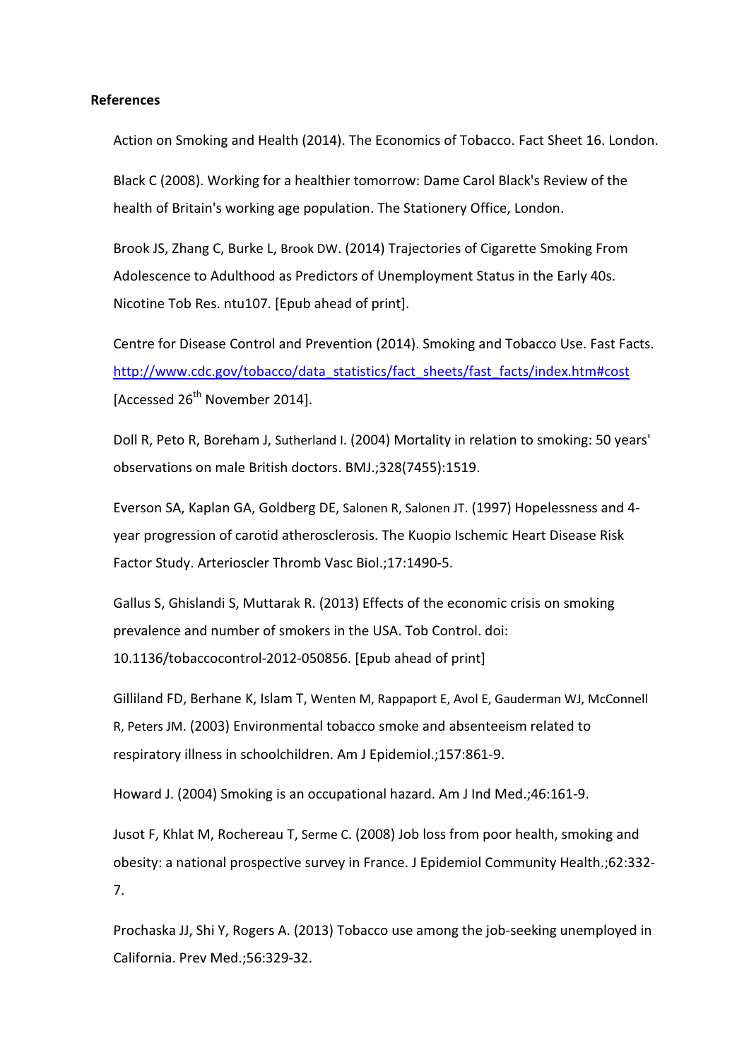**References**

Action on Smoking and Health (2014). The Economics of Tobacco. Fact Sheet 16. London.

Black C (2008). Working for a healthier tomorrow: Dame Carol Black's Review of the health of Britain's working age population. The Stationery Office, London.

Brook JS, Zhang C, Burke L, Brook DW. (2014) Trajectories of Cigarette Smoking From Adolescence to Adulthood as Predictors of Unemployment Status in the Early 40s. Nicotine Tob Res. ntu107. [Epub ahead of print].

Centre for Disease Control and Prevention (2014). Smoking and Tobacco Use. Fast Facts. http://www.cdc.gov/tobacco/data_statistics/fact_sheets/fast_facts/index.htm#cost [Accessed 26th November 2014].

Doll R, Peto R, Boreham J, Sutherland I. (2004) Mortality in relation to smoking: 50 years' observations on male British doctors. BMJ.;328(7455):1519.

Everson SA, Kaplan GA, Goldberg DE, Salonen R, Salonen JT. (1997) Hopelessness and 4-year progression of carotid atherosclerosis. The Kuopio Ischemic Heart Disease Risk Factor Study. Arterioscler Thromb Vasc Biol.;17:1490-5.

Gallus S, Ghislandi S, Muttarak R. (2013) Effects of the economic crisis on smoking prevalence and number of smokers in the USA. Tob Control. doi: 10.1136/tobaccocontrol-2012-050856. [Epub ahead of print]

Gilliland FD, Berhane K, Islam T, Wenten M, Rappaport E, Avol E, Gauderman WJ, McConnell R, Peters JM. (2003) Environmental tobacco smoke and absenteeism related to respiratory illness in schoolchildren. Am J Epidemiol.;157:861-9.

Howard J. (2004) Smoking is an occupational hazard. Am J Ind Med.;46:161-9.

Jusot F, Khlat M, Rochereau T, Serme C. (2008) Job loss from poor health, smoking and obesity: a national prospective survey in France. J Epidemiol Community Health.;62:332-7.

Prochaska JJ, Shi Y, Rogers A. (2013) Tobacco use among the job-seeking unemployed in California. Prev Med.;56:329-32.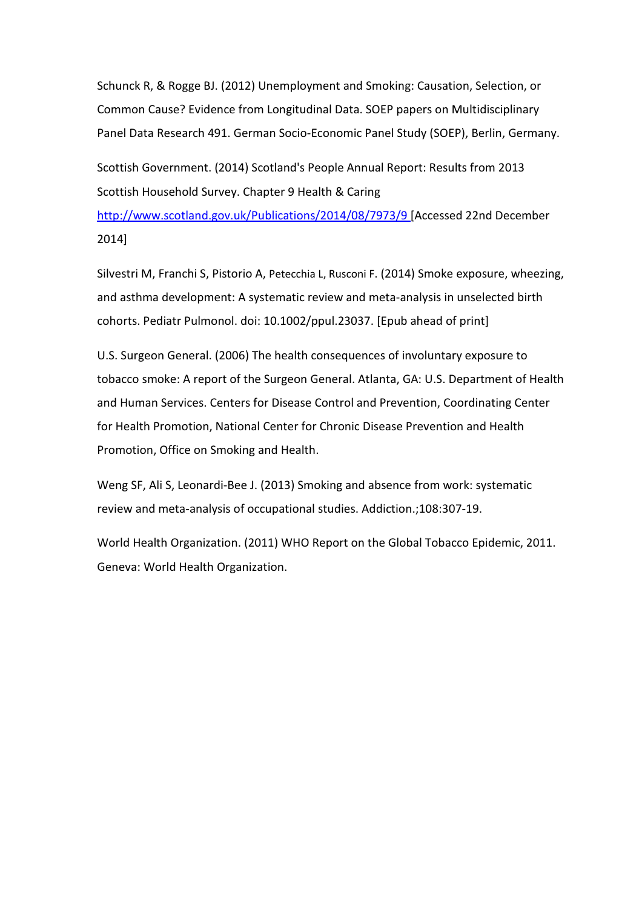Schunck R, & Rogge BJ. (2012) Unemployment and Smoking: Causation, Selection, or Common Cause? Evidence from Longitudinal Data. SOEP papers on Multidisciplinary Panel Data Research 491. German Socio-Economic Panel Study (SOEP), Berlin, Germany.

Scottish Government. (2014) Scotland's People Annual Report: Results from 2013 Scottish Household Survey. Chapter 9 Health & Caring http://www.scotland.gov.uk/Publications/2014/08/7973/9 [Accessed 22nd December 2014]

Silvestri M, Franchi S, Pistorio A, Petecchia L, Rusconi F. (2014) Smoke exposure, wheezing, and asthma development: A systematic review and meta-analysis in unselected birth cohorts. Pediatr Pulmonol. doi: 10.1002/ppul.23037. [Epub ahead of print]

U.S. Surgeon General. (2006) The health consequences of involuntary exposure to tobacco smoke: A report of the Surgeon General. Atlanta, GA: U.S. Department of Health and Human Services. Centers for Disease Control and Prevention, Coordinating Center for Health Promotion, National Center for Chronic Disease Prevention and Health Promotion, Office on Smoking and Health.

Weng SF, Ali S, Leonardi-Bee J. (2013) Smoking and absence from work: systematic review and meta-analysis of occupational studies. Addiction.;108:307-19.

World Health Organization. (2011) WHO Report on the Global Tobacco Epidemic, 2011. Geneva: World Health Organization.